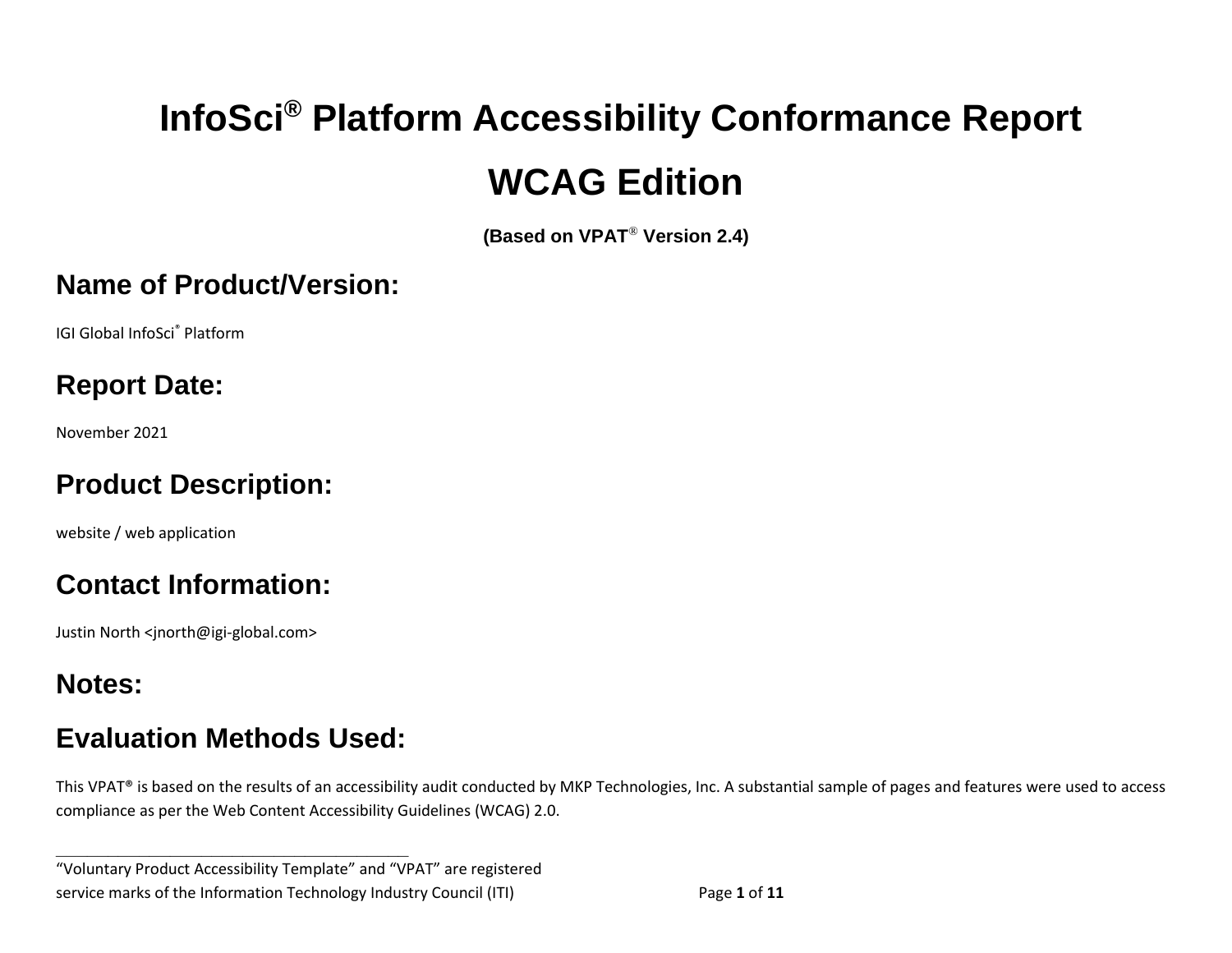# InfoSci® Platform Accessibility Conformance Report

# WCAG Edition

**(Based on VPAT® Version 2.4)**

## Name of Product/Version:

IGI Global InfoSci® Platform

## Report Date:

November 2021

## Product Description:

website / web application

## Contact Information:

Justin North <jnorth@igi-global.com>

## Notes:

## Evaluation Methods Used:

This VPAT® is based on the results of an accessibility audit conducted by MKP Technologies, Inc. A substantial sample of pages and features were used to access compliance as per the Web Content Accessibility Guidelines (WCAG) 2.0.

---

"Voluntary Product Accessibility Template" and "VPAT" are registered service marks of the Information Technology Industry Council (ITI)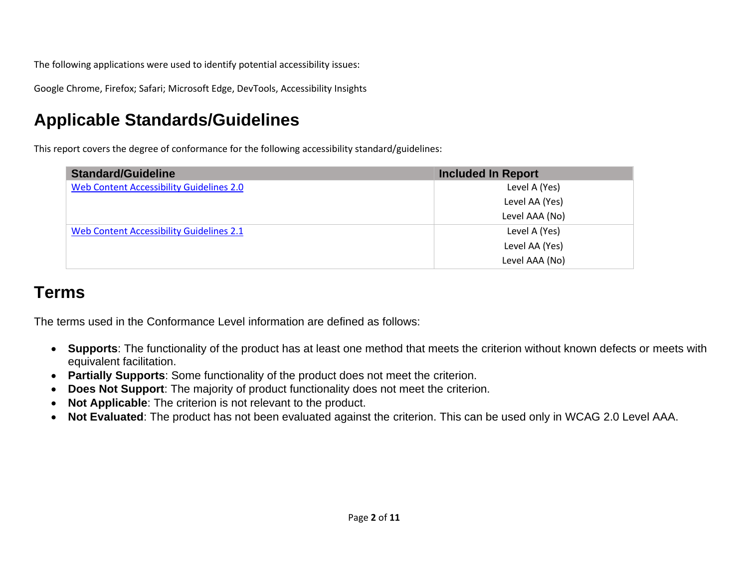The following applications were used to identify potential accessibility issues:

Google Chrome, Firefox; Safari; Microsoft Edge, DevTools, Accessibility Insights

## Applicable Standards/Guidelines

This report covers the degree of conformance for the following accessibility standard/guidelines:

| Standard/Guideline | Included In Report |
|---|---|
| [Web Content Accessibility Guidelines 2.0](#) | Level A (Yes)<br>Level AA (Yes)<br>Level AAA (No) |
| [Web Content Accessibility Guidelines 2.1](#) | Level A (Yes)<br>Level AA (Yes)<br>Level AAA (No) |

## Terms

The terms used in the Conformance Level information are defined as follows:

- **Supports**: The functionality of the product has at least one method that meets the criterion without known defects or meets with equivalent facilitation.
- **Partially Supports**: Some functionality of the product does not meet the criterion.
- **Does Not Support**: The majority of product functionality does not meet the criterion.
- **Not Applicable**: The criterion is not relevant to the product.
- **Not Evaluated**: The product has not been evaluated against the criterion. This can be used only in WCAG 2.0 Level AAA.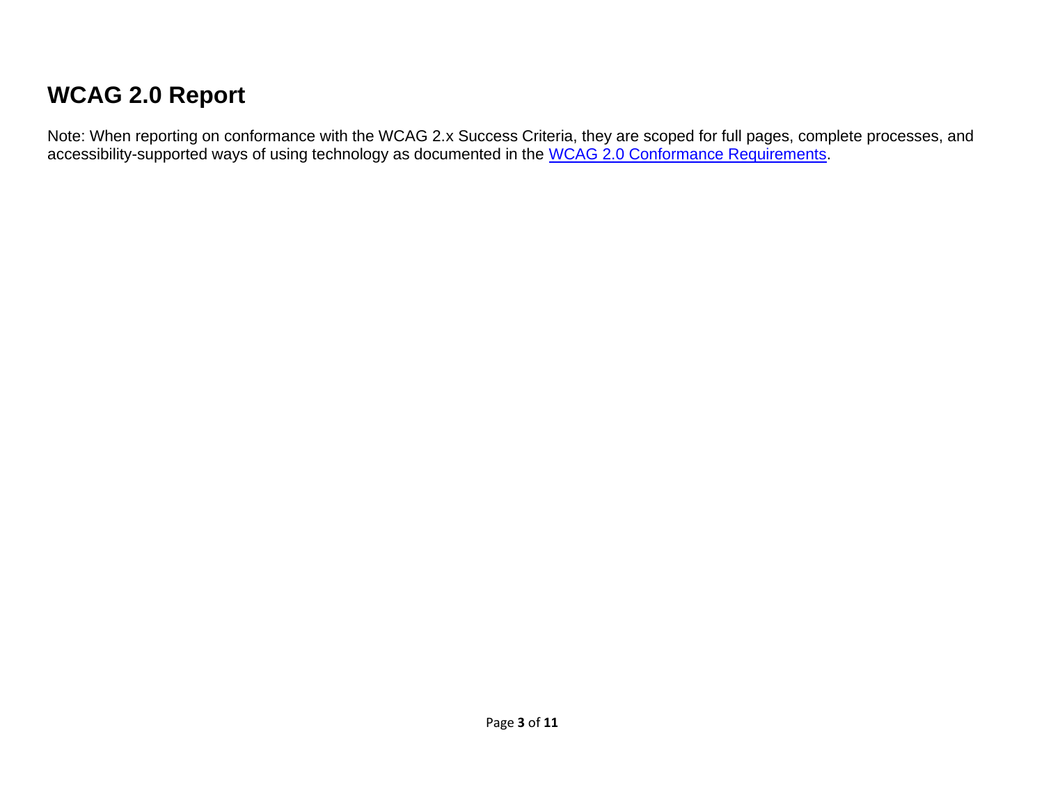# WCAG 2.0 Report

Note: When reporting on conformance with the WCAG 2.x Success Criteria, they are scoped for full pages, complete processes, and accessibility-supported ways of using technology as documented in the WCAG 2.0 Conformance Requirements.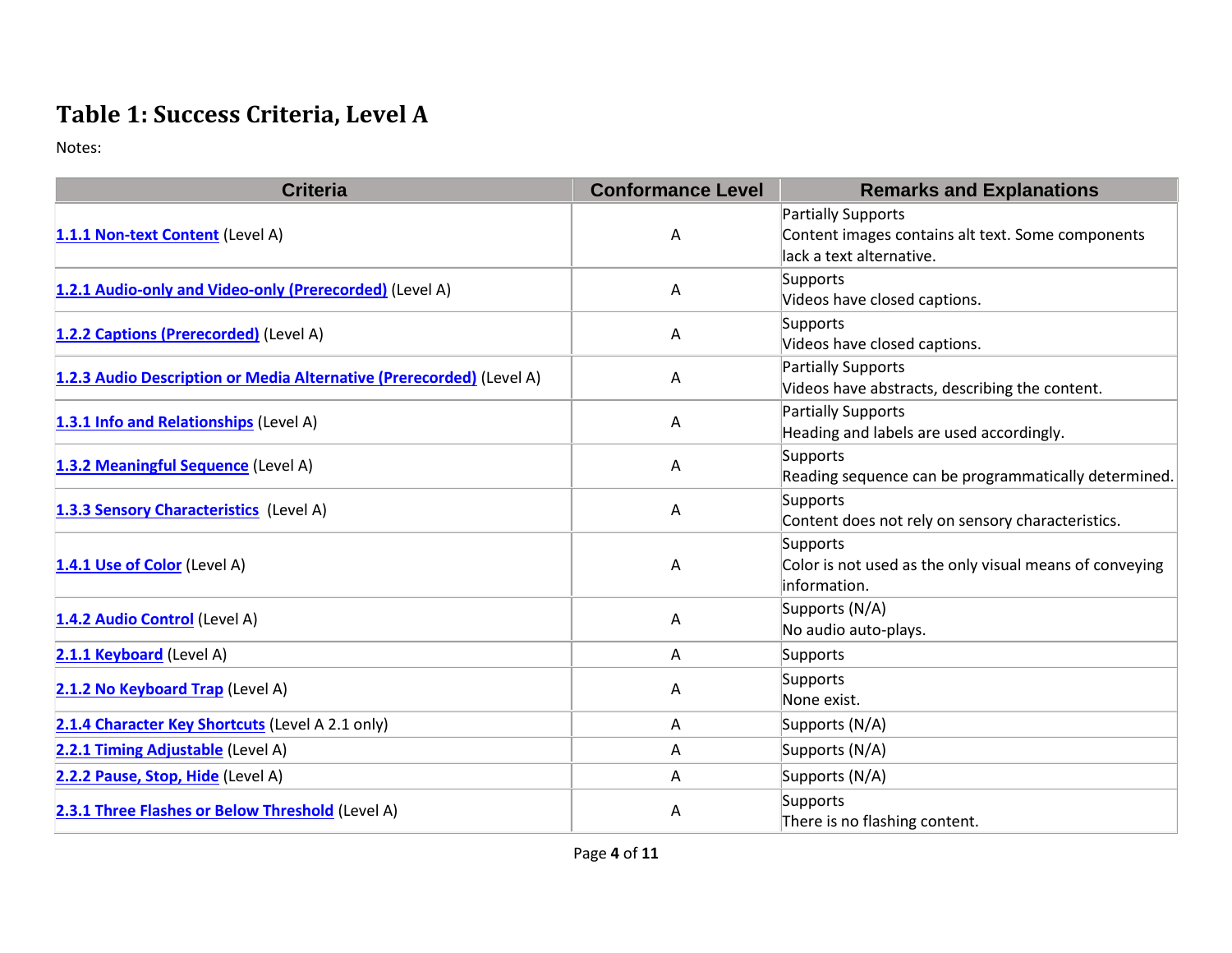# Table 1: Success Criteria, Level A

Notes:

| Criteria | Conformance Level | Remarks and Explanations |
|---|---|---|
| 1.1.1 Non-text Content (Level A) | A | Partially Supports<br>Content images contains alt text. Some components lack a text alternative. |
| 1.2.1 Audio-only and Video-only (Prerecorded) (Level A) | A | Supports<br>Videos have closed captions. |
| 1.2.2 Captions (Prerecorded) (Level A) | A | Supports<br>Videos have closed captions. |
| 1.2.3 Audio Description or Media Alternative (Prerecorded) (Level A) | A | Partially Supports<br>Videos have abstracts, describing the content. |
| 1.3.1 Info and Relationships (Level A) | A | Partially Supports<br>Heading and labels are used accordingly. |
| 1.3.2 Meaningful Sequence (Level A) | A | Supports<br>Reading sequence can be programmatically determined. |
| 1.3.3 Sensory Characteristics (Level A) | A | Supports<br>Content does not rely on sensory characteristics. |
| 1.4.1 Use of Color (Level A) | A | Supports<br>Color is not used as the only visual means of conveying information. |
| 1.4.2 Audio Control (Level A) | A | Supports (N/A)<br>No audio auto-plays. |
| 2.1.1 Keyboard (Level A) | A | Supports |
| 2.1.2 No Keyboard Trap (Level A) | A | Supports<br>None exist. |
| 2.1.4 Character Key Shortcuts (Level A 2.1 only) | A | Supports (N/A) |
| 2.2.1 Timing Adjustable (Level A) | A | Supports (N/A) |
| 2.2.2 Pause, Stop, Hide (Level A) | A | Supports (N/A) |
| 2.3.1 Three Flashes or Below Threshold (Level A) | A | Supports<br>There is no flashing content. |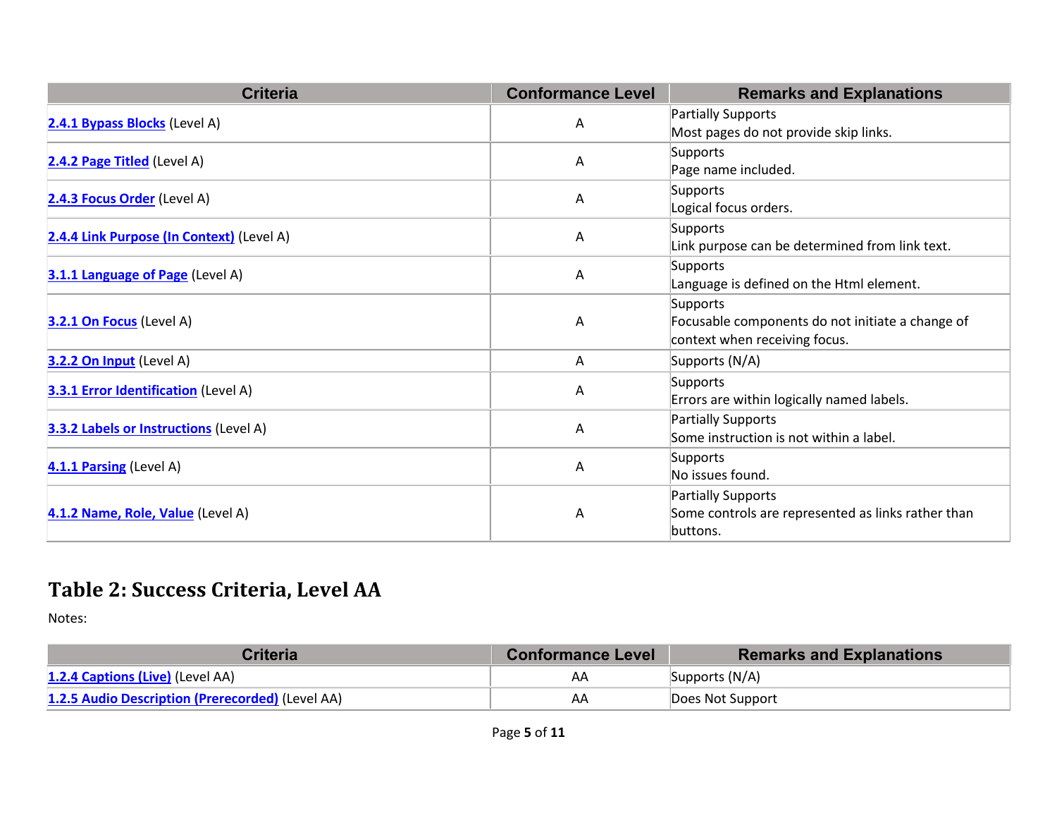| Criteria | Conformance Level | Remarks and Explanations |
| --- | --- | --- |
| 2.4.1 Bypass Blocks (Level A) | A | Partially Supports<br>Most pages do not provide skip links. |
| 2.4.2 Page Titled (Level A) | A | Supports<br>Page name included. |
| 2.4.3 Focus Order (Level A) | A | Supports<br>Logical focus orders. |
| 2.4.4 Link Purpose (In Context) (Level A) | A | Supports<br>Link purpose can be determined from link text. |
| 3.1.1 Language of Page (Level A) | A | Supports<br>Language is defined on the Html element. |
| 3.2.1 On Focus (Level A) | A | Supports<br>Focusable components do not initiate a change of context when receiving focus. |
| 3.2.2 On Input (Level A) | A | Supports (N/A) |
| 3.3.1 Error Identification (Level A) | A | Supports<br>Errors are within logically named labels. |
| 3.3.2 Labels or Instructions (Level A) | A | Partially Supports<br>Some instruction is not within a label. |
| 4.1.1 Parsing (Level A) | A | Supports<br>No issues found. |
| 4.1.2 Name, Role, Value (Level A) | A | Partially Supports<br>Some controls are represented as links rather than buttons. |

## Table 2: Success Criteria, Level AA

Notes:

| Criteria | Conformance Level | Remarks and Explanations |
| --- | --- | --- |
| 1.2.4 Captions (Live) (Level AA) | AA | Supports (N/A) |
| 1.2.5 Audio Description (Prerecorded) (Level AA) | AA | Does Not Support |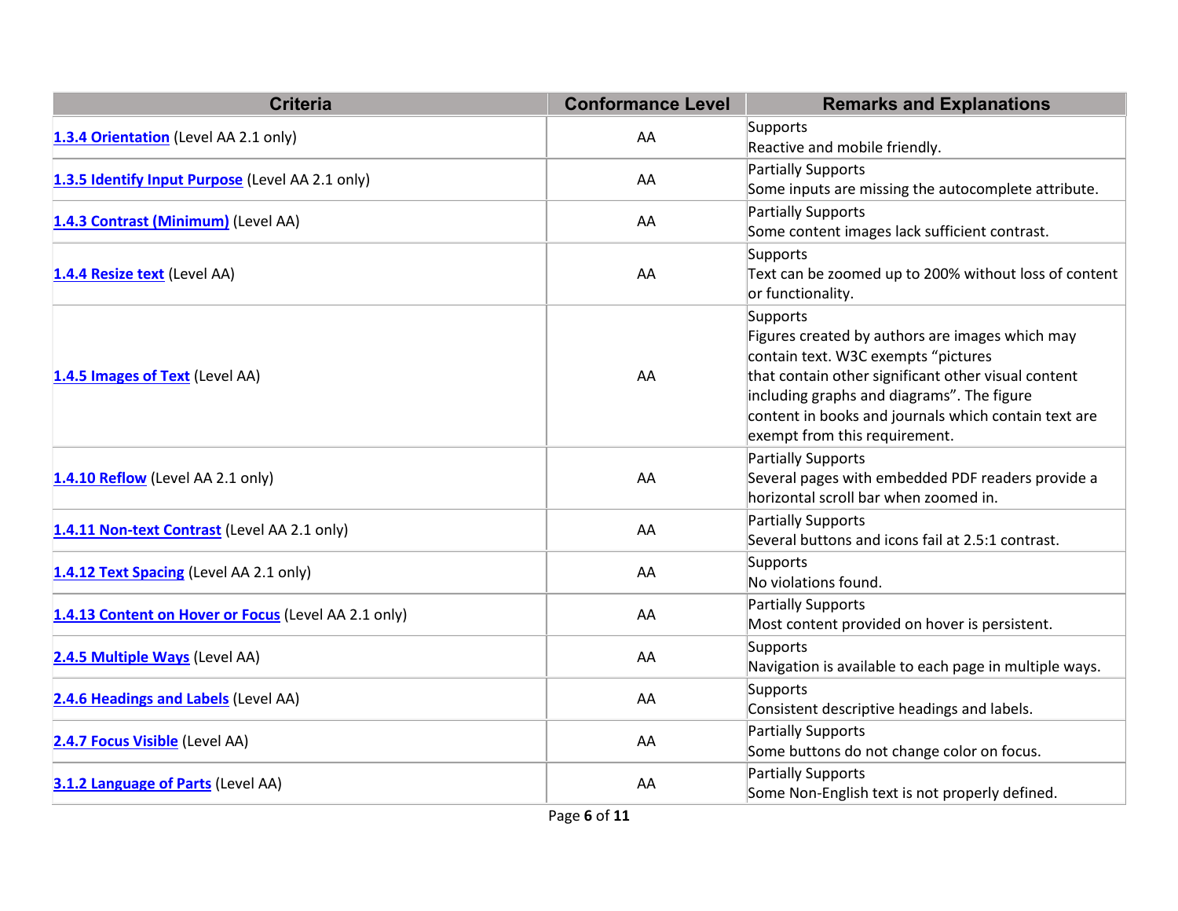| Criteria | Conformance Level | Remarks and Explanations |
|---|---|---|
| **1.3.4 Orientation** (Level AA 2.1 only) | AA | Supports<br>Reactive and mobile friendly. |
| **1.3.5 Identify Input Purpose** (Level AA 2.1 only) | AA | Partially Supports<br>Some inputs are missing the autocomplete attribute. |
| **1.4.3 Contrast (Minimum)** (Level AA) | AA | Partially Supports<br>Some content images lack sufficient contrast. |
| **1.4.4 Resize text** (Level AA) | AA | Supports<br>Text can be zoomed up to 200% without loss of content or functionality. |
| **1.4.5 Images of Text** (Level AA) | AA | Supports<br>Figures created by authors are images which may contain text. W3C exempts "pictures that contain other significant other visual content including graphs and diagrams". The figure content in books and journals which contain text are exempt from this requirement. |
| **1.4.10 Reflow** (Level AA 2.1 only) | AA | Partially Supports<br>Several pages with embedded PDF readers provide a horizontal scroll bar when zoomed in. |
| **1.4.11 Non-text Contrast** (Level AA 2.1 only) | AA | Partially Supports<br>Several buttons and icons fail at 2.5:1 contrast. |
| **1.4.12 Text Spacing** (Level AA 2.1 only) | AA | Supports<br>No violations found. |
| **1.4.13 Content on Hover or Focus** (Level AA 2.1 only) | AA | Partially Supports<br>Most content provided on hover is persistent. |
| **2.4.5 Multiple Ways** (Level AA) | AA | Supports<br>Navigation is available to each page in multiple ways. |
| **2.4.6 Headings and Labels** (Level AA) | AA | Supports<br>Consistent descriptive headings and labels. |
| **2.4.7 Focus Visible** (Level AA) | AA | Partially Supports<br>Some buttons do not change color on focus. |
| **3.1.2 Language of Parts** (Level AA) | AA | Partially Supports<br>Some Non-English text is not properly defined. |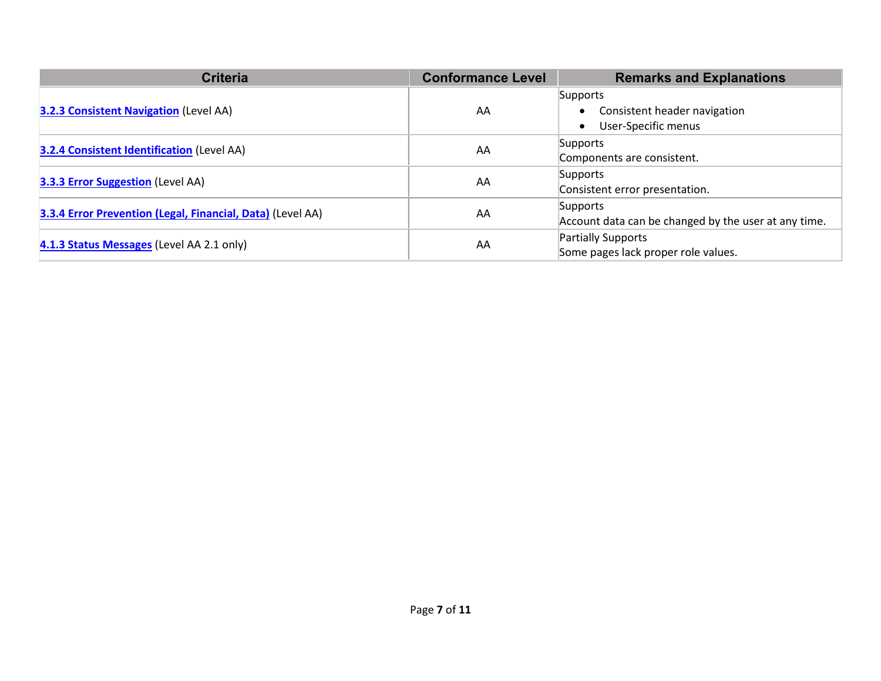| Criteria | Conformance Level | Remarks and Explanations |
| --- | --- | --- |
| **3.2.3 Consistent Navigation** (Level AA) | AA | Supports<br>• Consistent header navigation<br>• User-Specific menus |
| **3.2.4 Consistent Identification** (Level AA) | AA | Supports<br>Components are consistent. |
| **3.3.3 Error Suggestion** (Level AA) | AA | Supports<br>Consistent error presentation. |
| **3.3.4 Error Prevention (Legal, Financial, Data)** (Level AA) | AA | Supports<br>Account data can be changed by the user at any time. |
| **4.1.3 Status Messages** (Level AA 2.1 only) | AA | Partially Supports<br>Some pages lack proper role values. |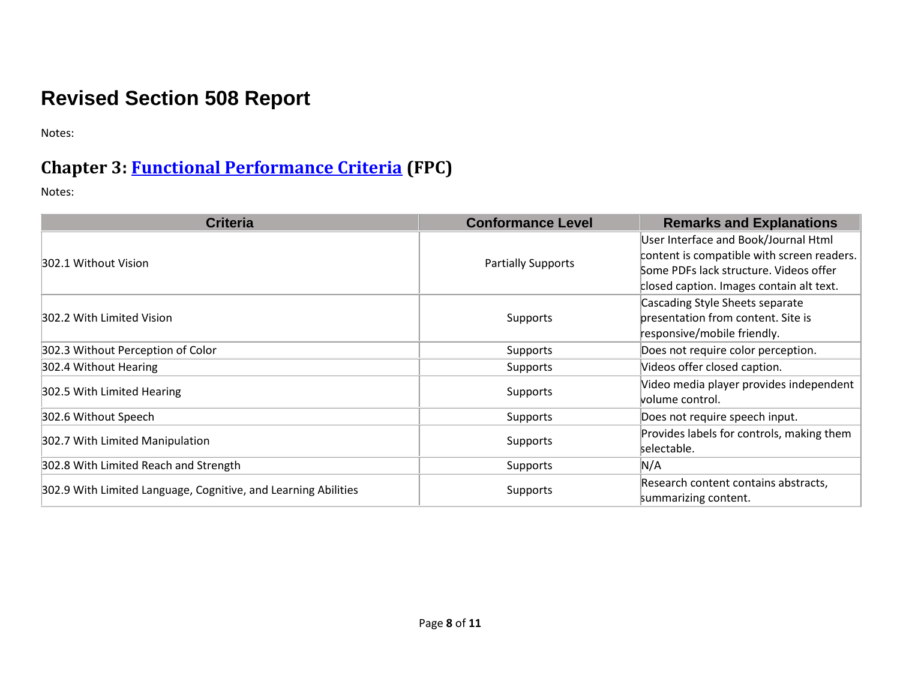# Revised Section 508 Report

Notes:

## Chapter 3: Functional Performance Criteria (FPC)

Notes:

| Criteria | Conformance Level | Remarks and Explanations |
|---|---|---|
| 302.1 Without Vision | Partially Supports | User Interface and Book/Journal Html content is compatible with screen readers. Some PDFs lack structure. Videos offer closed caption. Images contain alt text. |
| 302.2 With Limited Vision | Supports | Cascading Style Sheets separate presentation from content. Site is responsive/mobile friendly. |
| 302.3 Without Perception of Color | Supports | Does not require color perception. |
| 302.4 Without Hearing | Supports | Videos offer closed caption. |
| 302.5 With Limited Hearing | Supports | Video media player provides independent volume control. |
| 302.6 Without Speech | Supports | Does not require speech input. |
| 302.7 With Limited Manipulation | Supports | Provides labels for controls, making them selectable. |
| 302.8 With Limited Reach and Strength | Supports | N/A |
| 302.9 With Limited Language, Cognitive, and Learning Abilities | Supports | Research content contains abstracts, summarizing content. |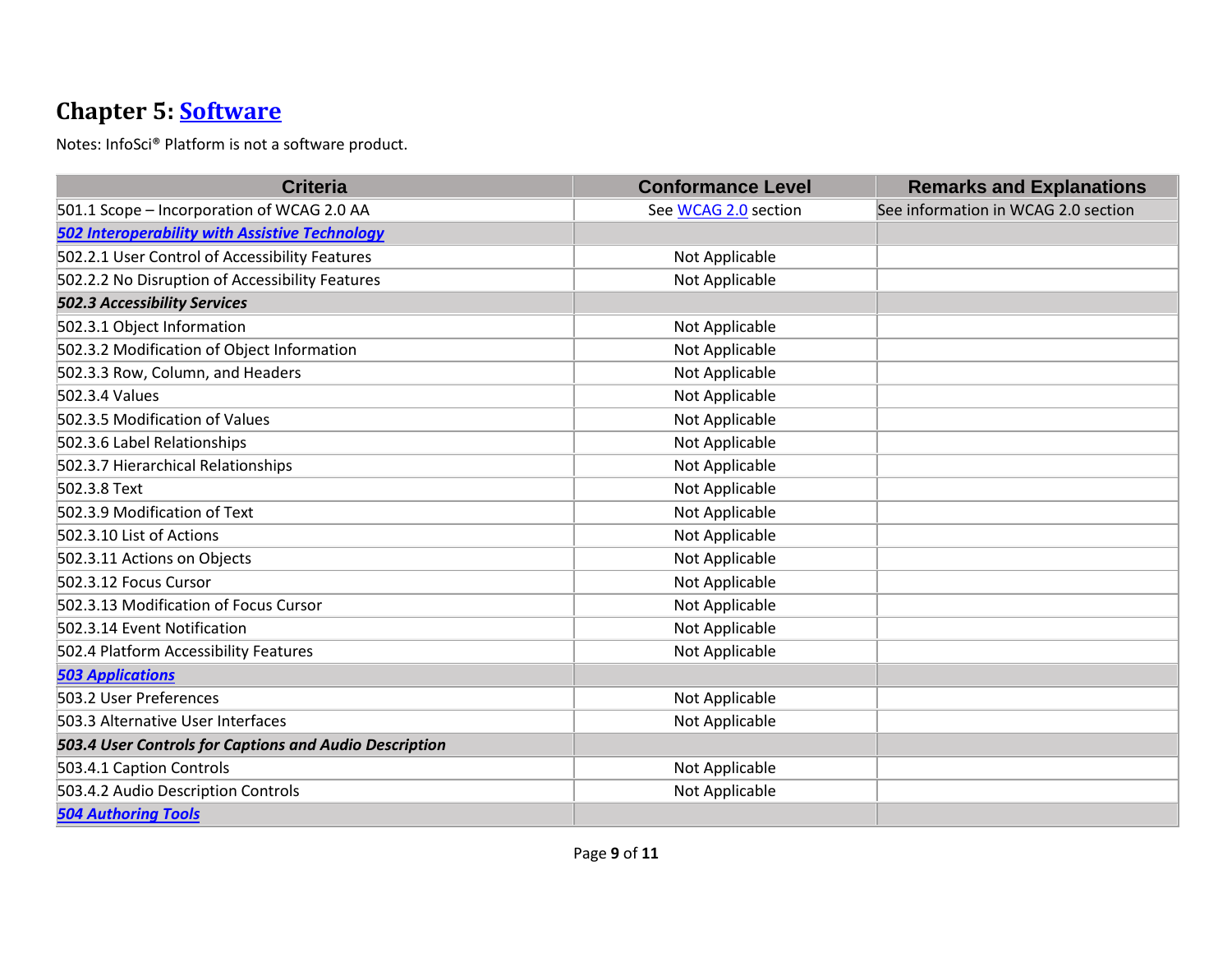## Chapter 5: Software

Notes: InfoSci® Platform is not a software product.

| Criteria | Conformance Level | Remarks and Explanations |
|---|---|---|
| 501.1 Scope – Incorporation of WCAG 2.0 AA | See WCAG 2.0 section | See information in WCAG 2.0 section |
| ***502 Interoperability with Assistive Technology*** | | |
| 502.2.1 User Control of Accessibility Features | Not Applicable | |
| 502.2.2 No Disruption of Accessibility Features | Not Applicable | |
| ***502.3 Accessibility Services*** | | |
| 502.3.1 Object Information | Not Applicable | |
| 502.3.2 Modification of Object Information | Not Applicable | |
| 502.3.3 Row, Column, and Headers | Not Applicable | |
| 502.3.4 Values | Not Applicable | |
| 502.3.5 Modification of Values | Not Applicable | |
| 502.3.6 Label Relationships | Not Applicable | |
| 502.3.7 Hierarchical Relationships | Not Applicable | |
| 502.3.8 Text | Not Applicable | |
| 502.3.9 Modification of Text | Not Applicable | |
| 502.3.10 List of Actions | Not Applicable | |
| 502.3.11 Actions on Objects | Not Applicable | |
| 502.3.12 Focus Cursor | Not Applicable | |
| 502.3.13 Modification of Focus Cursor | Not Applicable | |
| 502.3.14 Event Notification | Not Applicable | |
| 502.4 Platform Accessibility Features | Not Applicable | |
| ***503 Applications*** | | |
| 503.2 User Preferences | Not Applicable | |
| 503.3 Alternative User Interfaces | Not Applicable | |
| ***503.4 User Controls for Captions and Audio Description*** | | |
| 503.4.1 Caption Controls | Not Applicable | |
| 503.4.2 Audio Description Controls | Not Applicable | |
| ***504 Authoring Tools*** | | |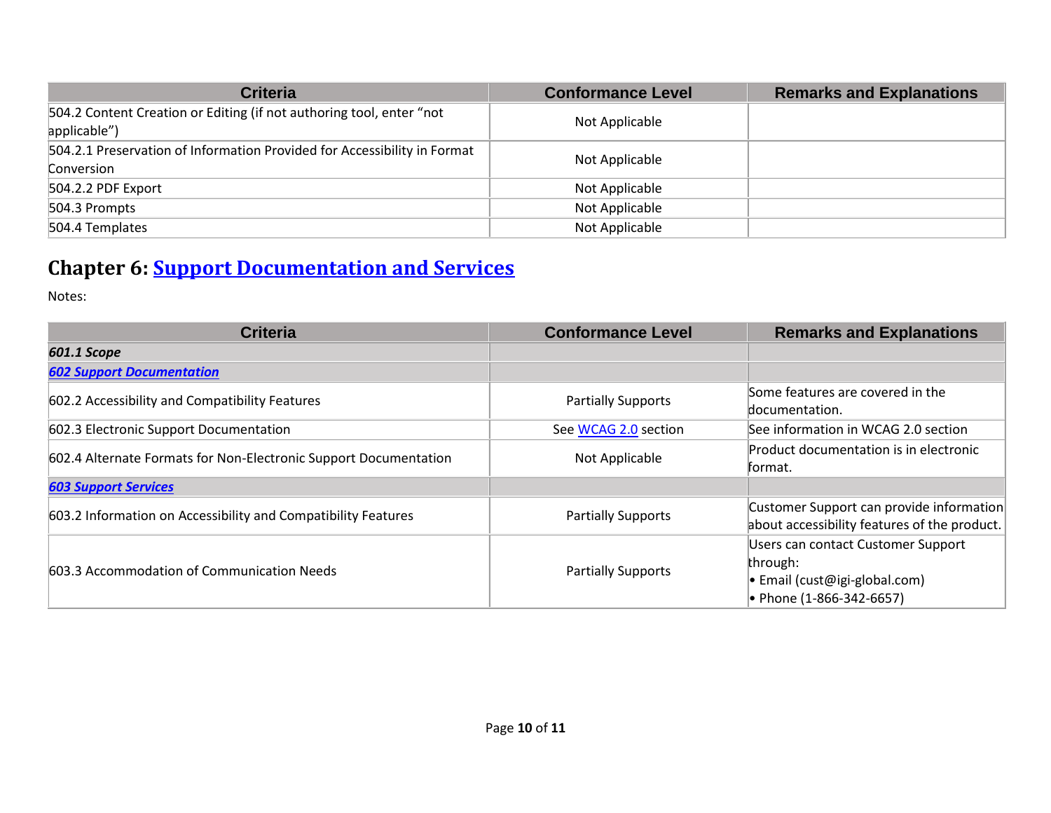| Criteria | Conformance Level | Remarks and Explanations |
|---|---|---|
| 504.2 Content Creation or Editing (if not authoring tool, enter “not applicable”) | Not Applicable | |
| 504.2.1 Preservation of Information Provided for Accessibility in Format Conversion | Not Applicable | |
| 504.2.2 PDF Export | Not Applicable | |
| 504.3 Prompts | Not Applicable | |
| 504.4 Templates | Not Applicable | |

## Chapter 6: Support Documentation and Services

Notes:

| Criteria | Conformance Level | Remarks and Explanations |
|---|---|---|
| ***601.1 Scope*** | | |
| ***602 Support Documentation*** | | |
| 602.2 Accessibility and Compatibility Features | Partially Supports | Some features are covered in the documentation. |
| 602.3 Electronic Support Documentation | See WCAG 2.0 section | See information in WCAG 2.0 section |
| 602.4 Alternate Formats for Non-Electronic Support Documentation | Not Applicable | Product documentation is in electronic format. |
| ***603 Support Services*** | | |
| 603.2 Information on Accessibility and Compatibility Features | Partially Supports | Customer Support can provide information about accessibility features of the product. |
| 603.3 Accommodation of Communication Needs | Partially Supports | Users can contact Customer Support through:<br>• Email (cust@igi-global.com)<br>• Phone (1-866-342-6657) |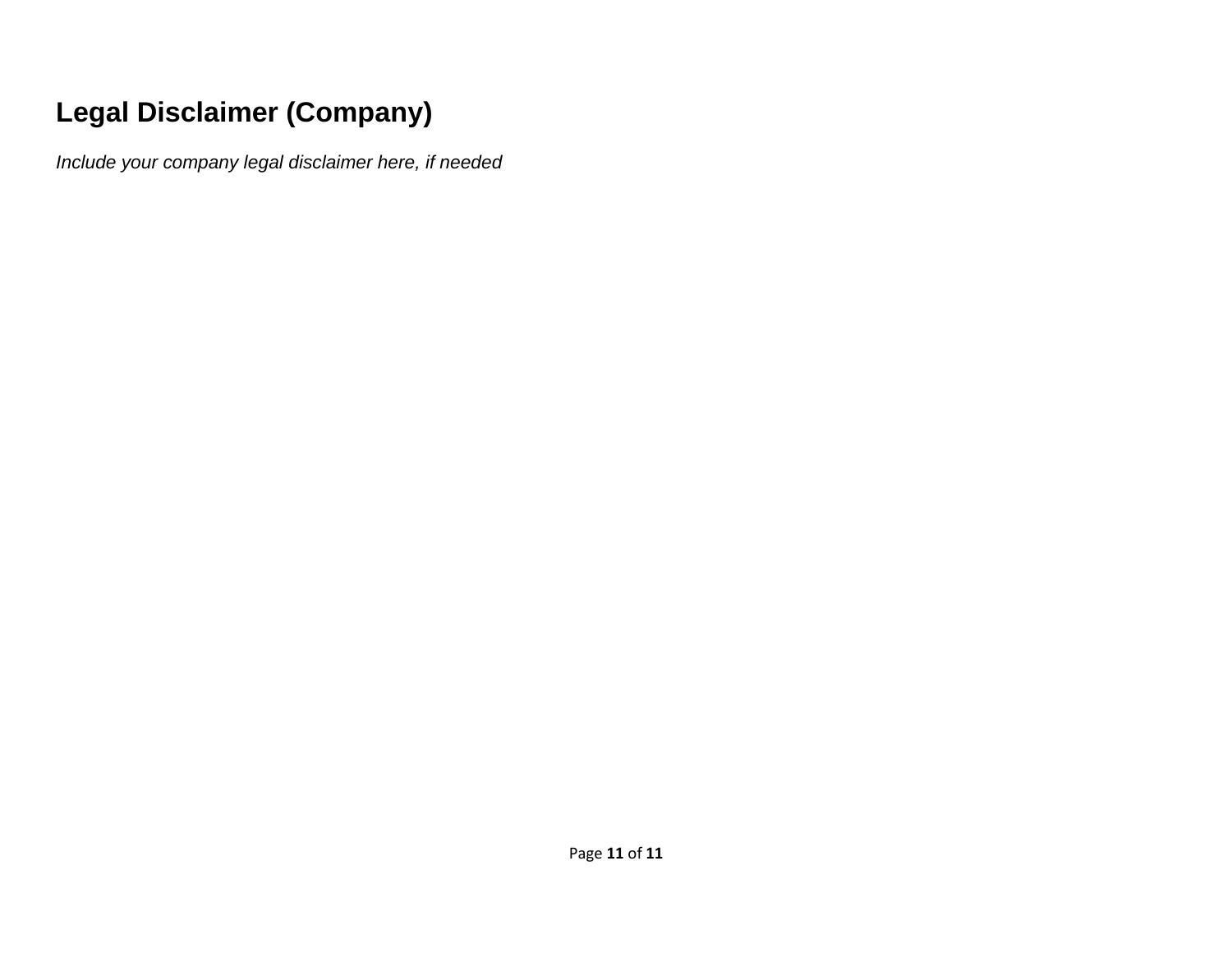## Legal Disclaimer (Company)

*Include your company legal disclaimer here, if needed*